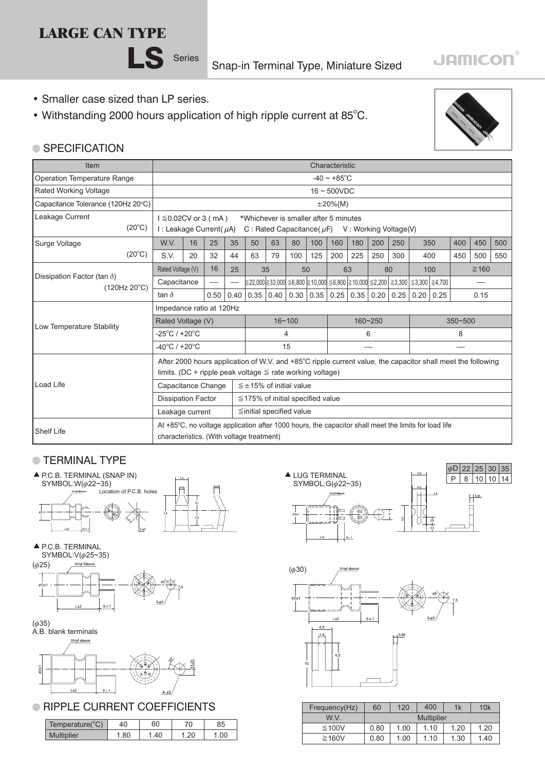# LARGE CAN TYPE

## LS Series

Snap-in Terminal Type, Miniature Sized

JAMICON

- Smaller case sized than LP series.
- Withstanding 2000 hours application of high ripple current at 85°C.

## SPECIFICATION

| Item | Characteristic |
|---|---|
| Operation Temperature Range | -40 ~ +85°C |
| Rated Working Voltage | 16 ~ 500VDC |
| Capacitance Tolerance (120Hz 20°C) | ±20%(M) |
| Leakage Current (20°C) | I ≦0.02CV or 3 ( mA ) *Whichever is smaller after 5 minutes<br>I : Leakage Current( μA) C : Rated Capacitance( μF) V : Working Voltage(V) |

**Surge Voltage (20°C)**

| W.V. | 16 | 25 | 35 | 50 | 63 | 80 | 100 | 160 | 180 | 200 | 250 | 350 | 400 | 450 | 500 |
|---|---|---|---|---|---|---|---|---|---|---|---|---|---|---|---|
| S.V. | 20 | 32 | 44 | 63 | 79 | 100 | 125 | 200 | 225 | 250 | 300 | 400 | 450 | 500 | 550 |

**Dissipation Factor (tan δ) (120Hz 20°C)**

| Rated Voltage (V) | 16 | 25 | 35 | | 50 | | 63 | | 80 | | 100 | | ≧160 |
|---|---|---|---|---|---|---|---|---|---|---|---|---|---|
| Capacitance | — | — | ≦22,000 | ≧33,000 | ≦6,800 | ≧10,000 | ≦6,800 | ≧10,000 | ≦2,200 | ≧3,300 | ≦3,300 | ≧4,700 | — |
| tan δ | 0.50 | 0.40 | 0.35 | 0.40 | 0.30 | 0.35 | 0.25 | 0.35 | 0.20 | 0.25 | 0.20 | 0.25 | 0.15 |

**Low Temperature Stability** — Impedance ratio at 120Hz

| Rated Voltage (V) | 16~100 | 160~250 | 350~500 |
|---|---|---|---|
| -25°C / +20°C | 4 | 6 | 8 |
| -40°C / +20°C | 15 | — | — |

**Load Life**

After 2000 hours application of W.V. and +85°C ripple current value, the capacitor shall meet the following limits. (DC + ripple peak voltage ≦ rate working voltage)

| Capacitance Change | ≦±15% of initial value |
|---|---|
| Dissipation Factor | ≦175% of initial specified value |
| Leakage current | ≦initial specified value |

**Shelf Life**

At +85°C, no voltage application after 1000 hours, the capacitor shall meet the limits for load life characteristics. (With voltage treatment)

## TERMINAL TYPE

▲ P.C.B. TERMINAL (SNAP IN)
SYMBOL:W(φ22~35)

▲ LUG TERMINAL
SYMBOL:G(φ22~35)

| φD | 22 | 25 | 30 | 35 |
|---|---|---|---|---|
| P | 8 | 10 | 10 | 14 |

▲ P.C.B. TERMINAL
SYMBOL:V(φ25~35)

(φ25)

(φ30)

(φ35)
A.B. blank terminals

## RIPPLE CURRENT COEFFICIENTS

| Temperature(°C) | 40 | 60 | 70 | 85 |
|---|---|---|---|---|
| Multiplier | 1.80 | 1.40 | 1.20 | 1.00 |

| Frequency(Hz) | 60 | 120 | 400 | 1k | 10k |
|---|---|---|---|---|---|
| W.V. | Multiplier | | | | |
| ≦100V | 0.80 | 1.00 | 1.10 | 1.20 | 1.20 |
| ≧160V | 0.80 | 1.00 | 1.10 | 1.30 | 1.40 |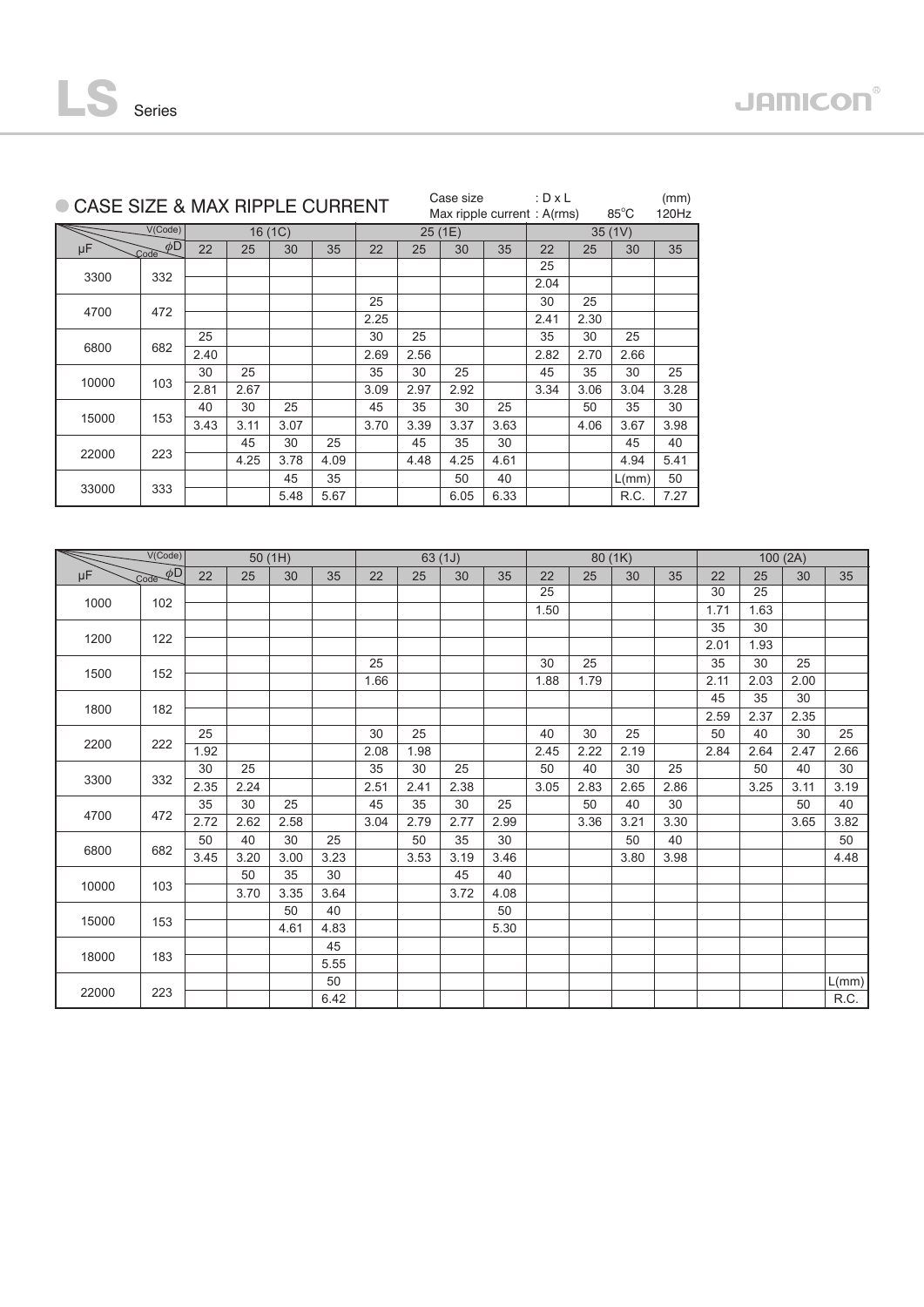# LS Series

## CASE SIZE & MAX RIPPLE CURRENT

Case size : D x L (mm)
Max ripple current : A(rms) 85°C 120Hz

| μF | V(Code) / Code φD | 16 (1C) | | | | 25 (1E) | | | | 35 (1V) | | | |
|---|---|---|---|---|---|---|---|---|---|---|---|---|---|
| | | 22 | 25 | 30 | 35 | 22 | 25 | 30 | 35 | 22 | 25 | 30 | 35 |
| 3300 | 332 | | | | | | | | | 25 | | | |
| | | | | | | | | | | 2.04 | | | |
| 4700 | 472 | | | | | 25 | | | | 30 | 25 | | |
| | | | | | | 2.25 | | | | 2.41 | 2.30 | | |
| 6800 | 682 | 25 | | | | 30 | 25 | | | 35 | 30 | 25 | |
| | | 2.40 | | | | 2.69 | 2.56 | | | 2.82 | 2.70 | 2.66 | |
| 10000 | 103 | 30 | 25 | | | 35 | 30 | 25 | | 45 | 35 | 30 | 25 |
| | | 2.81 | 2.67 | | | 3.09 | 2.97 | 2.92 | | 3.34 | 3.06 | 3.04 | 3.28 |
| 15000 | 153 | 40 | 30 | 25 | | 45 | 35 | 30 | 25 | | 50 | 35 | 30 |
| | | 3.43 | 3.11 | 3.07 | | 3.70 | 3.39 | 3.37 | 3.63 | | 4.06 | 3.67 | 3.98 |
| 22000 | 223 | | 45 | 30 | 25 | | 45 | 35 | 30 | | | 45 | 40 |
| | | | 4.25 | 3.78 | 4.09 | | 4.48 | 4.25 | 4.61 | | | 4.94 | 5.41 |
| 33000 | 333 | | | 45 | 35 | | | 50 | 40 | | | L(mm) | 50 |
| | | | | 5.48 | 5.67 | | | 6.05 | 6.33 | | | R.C. | 7.27 |

| μF | V(Code) / Code φD | 50 (1H) | | | | 63 (1J) | | | | 80 (1K) | | | | 100 (2A) | | | |
|---|---|---|---|---|---|---|---|---|---|---|---|---|---|---|---|---|---|
| | | 22 | 25 | 30 | 35 | 22 | 25 | 30 | 35 | 22 | 25 | 30 | 35 | 22 | 25 | 30 | 35 |
| 1000 | 102 | | | | | | | | | 25 | | | | 30 | 25 | | |
| | | | | | | | | | | 1.50 | | | | 1.71 | 1.63 | | |
| 1200 | 122 | | | | | | | | | | | | | 35 | 30 | | |
| | | | | | | | | | | | | | | 2.01 | 1.93 | | |
| 1500 | 152 | | | | | 25 | | | | 30 | 25 | | | 35 | 30 | 25 | |
| | | | | | | 1.66 | | | | 1.88 | 1.79 | | | 2.11 | 2.03 | 2.00 | |
| 1800 | 182 | | | | | | | | | | | | | 45 | 35 | 30 | |
| | | | | | | | | | | | | | | 2.59 | 2.37 | 2.35 | |
| 2200 | 222 | 25 | | | | 30 | 25 | | | 40 | 30 | 25 | | 50 | 40 | 30 | 25 |
| | | 1.92 | | | | 2.08 | 1.98 | | | 2.45 | 2.22 | 2.19 | | 2.84 | 2.64 | 2.47 | 2.66 |
| 3300 | 332 | 30 | 25 | | | 35 | 30 | 25 | | 50 | 40 | 30 | 25 | | 50 | 40 | 30 |
| | | 2.35 | 2.24 | | | 2.51 | 2.41 | 2.38 | | 3.05 | 2.83 | 2.65 | 2.86 | | 3.25 | 3.11 | 3.19 |
| 4700 | 472 | 35 | 30 | 25 | | 45 | 35 | 30 | 25 | | 50 | 40 | 30 | | | 50 | 40 |
| | | 2.72 | 2.62 | 2.58 | | 3.04 | 2.79 | 2.77 | 2.99 | | 3.36 | 3.21 | 3.30 | | | 3.65 | 3.82 |
| 6800 | 682 | 50 | 40 | 30 | 25 | | 50 | 35 | 30 | | | 50 | 40 | | | | 50 |
| | | 3.45 | 3.20 | 3.00 | 3.23 | | 3.53 | 3.19 | 3.46 | | | 3.80 | 3.98 | | | | 4.48 |
| 10000 | 103 | | 50 | 35 | 30 | | | 45 | 40 | | | | | | | | |
| | | | 3.70 | 3.35 | 3.64 | | | 3.72 | 4.08 | | | | | | | | |
| 15000 | 153 | | | 50 | 40 | | | | 50 | | | | | | | | |
| | | | | 4.61 | 4.83 | | | | 5.30 | | | | | | | | |
| 18000 | 183 | | | | 45 | | | | | | | | | | | | |
| | | | | | 5.55 | | | | | | | | | | | | |
| 22000 | 223 | | | | 50 | | | | | | | | | | | | L(mm) |
| | | | | | 6.42 | | | | | | | | | | | | R.C. |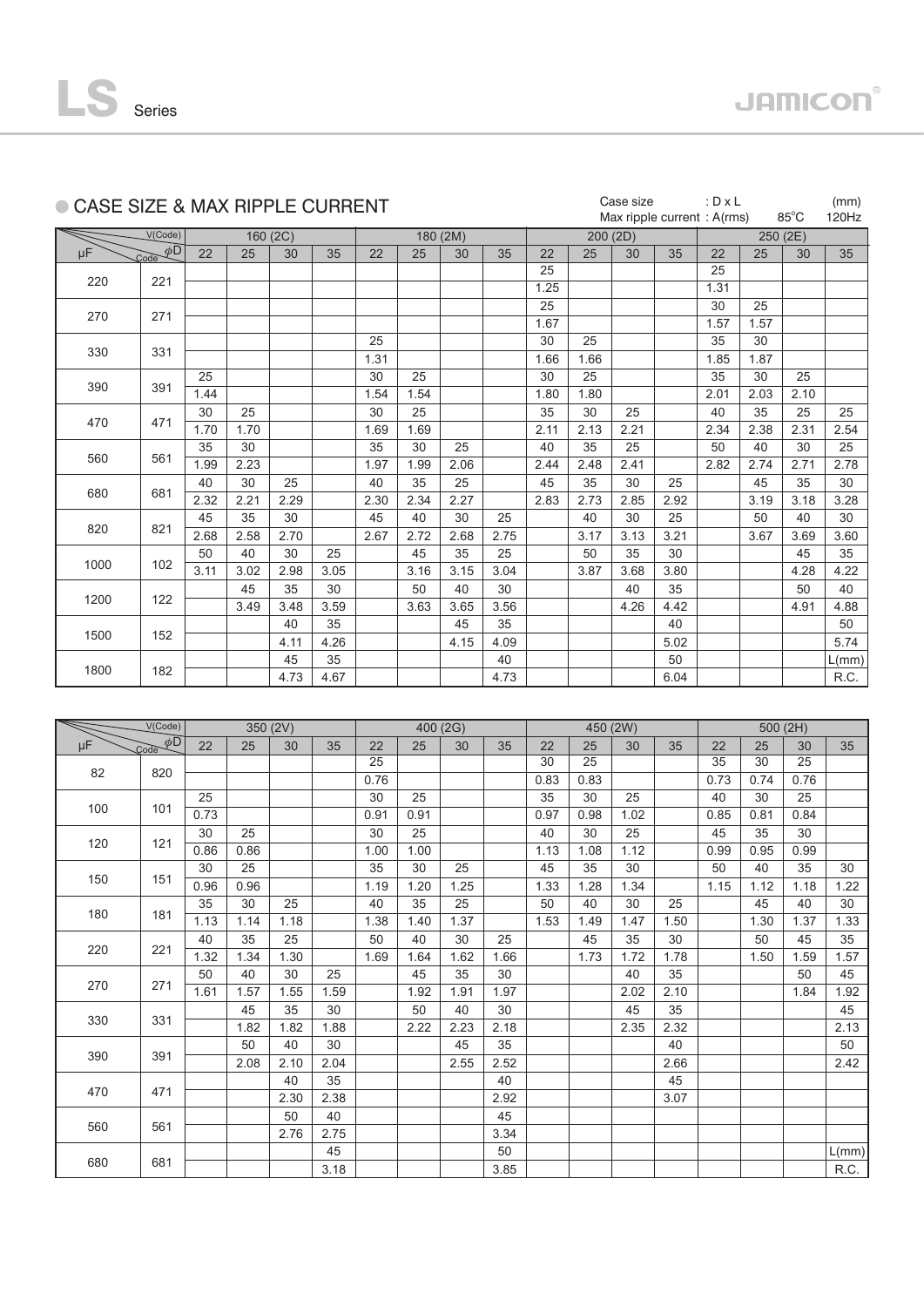## CASE SIZE & MAX RIPPLE CURRENT

Case size : D x L (mm)
Max ripple current : A(rms) 85°C 120Hz

| μF | V(Code) / Code / ΦD | 160 (2C) | | | | 180 (2M) | | | | 200 (2D) | | | | 250 (2E) | | | |
|---|---|---|---|---|---|---|---|---|---|---|---|---|---|---|---|---|---|
| | | 22 | 25 | 30 | 35 | 22 | 25 | 30 | 35 | 22 | 25 | 30 | 35 | 22 | 25 | 30 | 35 |
| 220 | 221 | | | | | | | | | 25 | | | | 25 | | | |
| | | | | | | | | | | 1.25 | | | | 1.31 | | | |
| 270 | 271 | | | | | | | | | 25 | | | | 30 | 25 | | |
| | | | | | | | | | | 1.67 | | | | 1.57 | 1.57 | | |
| 330 | 331 | | | | | 25 | | | | 30 | 25 | | | 35 | 30 | | |
| | | | | | | 1.31 | | | | 1.66 | 1.66 | | | 1.85 | 1.87 | | |
| 390 | 391 | 25 | | | | 30 | 25 | | | 30 | 25 | | | 35 | 30 | 25 | |
| | | 1.44 | | | | 1.54 | 1.54 | | | 1.80 | 1.80 | | | 2.01 | 2.03 | 2.10 | |
| 470 | 471 | 30 | 25 | | | 30 | 25 | | | 35 | 30 | 25 | | 40 | 35 | 25 | 25 |
| | | 1.70 | 1.70 | | | 1.69 | 1.69 | | | 2.11 | 2.13 | 2.21 | | 2.34 | 2.38 | 2.31 | 2.54 |
| 560 | 561 | 35 | 30 | | | 35 | 30 | 25 | | 40 | 35 | 25 | | 50 | 40 | 30 | 25 |
| | | 1.99 | 2.23 | | | 1.97 | 1.99 | 2.06 | | 2.44 | 2.48 | 2.41 | | 2.82 | 2.74 | 2.71 | 2.78 |
| 680 | 681 | 40 | 30 | 25 | | 40 | 35 | 25 | | 45 | 35 | 30 | 25 | | 45 | 35 | 30 |
| | | 2.32 | 2.21 | 2.29 | | 2.30 | 2.34 | 2.27 | | 2.83 | 2.73 | 2.85 | 2.92 | | 3.19 | 3.18 | 3.28 |
| 820 | 821 | 45 | 35 | 30 | | 45 | 40 | 30 | 25 | | 40 | 30 | 25 | | 50 | 40 | 30 |
| | | 2.68 | 2.58 | 2.70 | | 2.67 | 2.72 | 2.68 | 2.75 | | 3.17 | 3.13 | 3.21 | | 3.67 | 3.69 | 3.60 |
| 1000 | 102 | 50 | 40 | 30 | 25 | | 45 | 35 | 25 | | 50 | 35 | 30 | | | 45 | 35 |
| | | 3.11 | 3.02 | 2.98 | 3.05 | | 3.16 | 3.15 | 3.04 | | 3.87 | 3.68 | 3.80 | | | 4.28 | 4.22 |
| 1200 | 122 | | 45 | 35 | 30 | | 50 | 40 | 30 | | | 40 | 35 | | | 50 | 40 |
| | | | 3.49 | 3.48 | 3.59 | | 3.63 | 3.65 | 3.56 | | | 4.26 | 4.42 | | | 4.91 | 4.88 |
| 1500 | 152 | | | 40 | 35 | | | 45 | 35 | | | | 40 | | | | 50 |
| | | | | 4.11 | 4.26 | | | 4.15 | 4.09 | | | | 5.02 | | | | 5.74 |
| 1800 | 182 | | | 45 | 35 | | | | 40 | | | | 50 | | | | L(mm) |
| | | | | 4.73 | 4.67 | | | | 4.73 | | | | 6.04 | | | | R.C. |

| μF | V(Code) / Code / ΦD | 350 (2V) | | | | 400 (2G) | | | | 450 (2W) | | | | 500 (2H) | | | |
|---|---|---|---|---|---|---|---|---|---|---|---|---|---|---|---|---|---|
| | | 22 | 25 | 30 | 35 | 22 | 25 | 30 | 35 | 22 | 25 | 30 | 35 | 22 | 25 | 30 | 35 |
| 82 | 820 | | | | | 25 | | | | 30 | 25 | | | 35 | 30 | 25 | |
| | | | | | | 0.76 | | | | 0.83 | 0.83 | | | 0.73 | 0.74 | 0.76 | |
| 100 | 101 | 25 | | | | 30 | 25 | | | 35 | 30 | 25 | | 40 | 30 | 25 | |
| | | 0.73 | | | | 0.91 | 0.91 | | | 0.97 | 0.98 | 1.02 | | 0.85 | 0.81 | 0.84 | |
| 120 | 121 | 30 | 25 | | | 30 | 25 | | | 40 | 30 | 25 | | 45 | 35 | 30 | |
| | | 0.86 | 0.86 | | | 1.00 | 1.00 | | | 1.13 | 1.08 | 1.12 | | 0.99 | 0.95 | 0.99 | |
| 150 | 151 | 30 | 25 | | | 35 | 30 | 25 | | 45 | 35 | 30 | | 50 | 40 | 35 | 30 |
| | | 0.96 | 0.96 | | | 1.19 | 1.20 | 1.25 | | 1.33 | 1.28 | 1.34 | | 1.15 | 1.12 | 1.18 | 1.22 |
| 180 | 181 | 35 | 30 | 25 | | 40 | 35 | 25 | | 50 | 40 | 30 | 25 | | 45 | 40 | 30 |
| | | 1.13 | 1.14 | 1.18 | | 1.38 | 1.40 | 1.37 | | 1.53 | 1.49 | 1.47 | 1.50 | | 1.30 | 1.37 | 1.33 |
| 220 | 221 | 40 | 35 | 25 | | 50 | 40 | 30 | 25 | | 45 | 35 | 30 | | 50 | 45 | 35 |
| | | 1.32 | 1.34 | 1.30 | | 1.69 | 1.64 | 1.62 | 1.66 | | 1.73 | 1.72 | 1.78 | | 1.50 | 1.59 | 1.57 |
| 270 | 271 | 50 | 40 | 30 | 25 | | 45 | 35 | 30 | | | 40 | 35 | | | 50 | 45 |
| | | 1.61 | 1.57 | 1.55 | 1.59 | | 1.92 | 1.91 | 1.97 | | | 2.02 | 2.10 | | | 1.84 | 1.92 |
| 330 | 331 | | 45 | 35 | 30 | | 50 | 40 | 30 | | | 45 | 35 | | | | 45 |
| | | | 1.82 | 1.82 | 1.88 | | 2.22 | 2.23 | 2.18 | | | 2.35 | 2.32 | | | | 2.13 |
| 390 | 391 | | 50 | 40 | 30 | | | 45 | 35 | | | | 40 | | | | 50 |
| | | | 2.08 | 2.10 | 2.04 | | | 2.55 | 2.52 | | | | 2.66 | | | | 2.42 |
| 470 | 471 | | | 40 | 35 | | | | 40 | | | | 45 | | | | |
| | | | | 2.30 | 2.38 | | | | 2.92 | | | | 3.07 | | | | |
| 560 | 561 | | | 50 | 40 | | | | 45 | | | | | | | | |
| | | | | 2.76 | 2.75 | | | | 3.34 | | | | | | | | |
| 680 | 681 | | | | 45 | | | | 50 | | | | | | | | L(mm) |
| | | | | | 3.18 | | | | 3.85 | | | | | | | | R.C. |